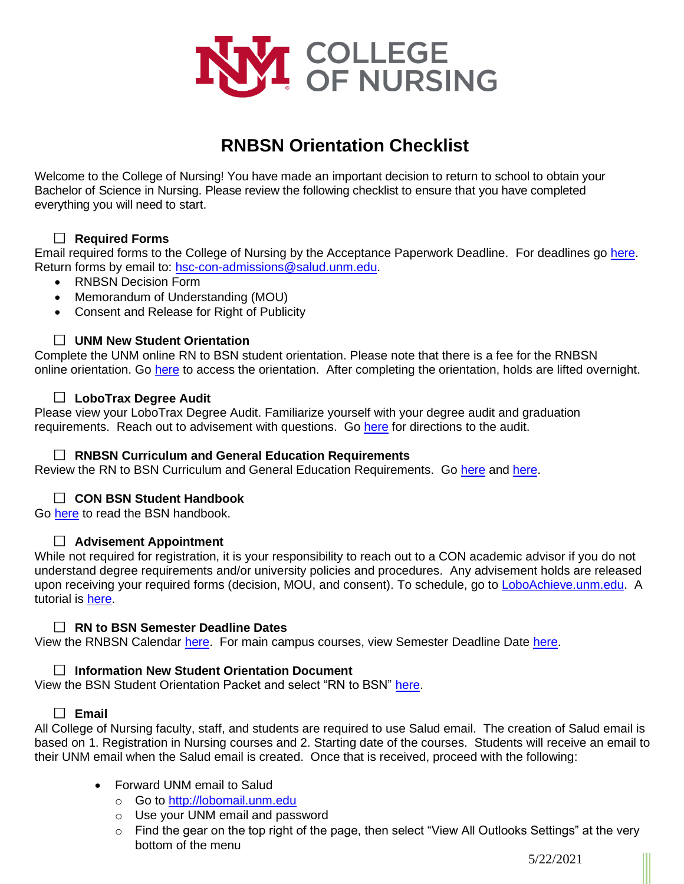COLLEGE OF NURSING

# RNBSN Orientation Checklist

Welcome to the College of Nursing! You have made an important decision to return to school to obtain your Bachelor of Science in Nursing. Please review the following checklist to ensure that you have completed everything you will need to start.

☐ **Required Forms**

Email required forms to the College of Nursing by the Acceptance Paperwork Deadline. For deadlines go here. Return forms by email to: hsc-con-admissions@salud.unm.edu.

- RNBSN Decision Form
- Memorandum of Understanding (MOU)
- Consent and Release for Right of Publicity

☐ **UNM New Student Orientation**

Complete the UNM online RN to BSN student orientation. Please note that there is a fee for the RNBSN online orientation. Go here to access the orientation. After completing the orientation, holds are lifted overnight.

☐ **LoboTrax Degree Audit**

Please view your LoboTrax Degree Audit. Familiarize yourself with your degree audit and graduation requirements. Reach out to advisement with questions. Go here for directions to the audit.

☐ **RNBSN Curriculum and General Education Requirements**

Review the RN to BSN Curriculum and General Education Requirements. Go here and here.

☐ **CON BSN Student Handbook**

Go here to read the BSN handbook.

☐ **Advisement Appointment**

While not required for registration, it is your responsibility to reach out to a CON academic advisor if you do not understand degree requirements and/or university policies and procedures. Any advisement holds are released upon receiving your required forms (decision, MOU, and consent). To schedule, go to LoboAchieve.unm.edu. A tutorial is here.

☐ **RN to BSN Semester Deadline Dates**

View the RNBSN Calendar here. For main campus courses, view Semester Deadline Date here.

☐ **Information New Student Orientation Document**

View the BSN Student Orientation Packet and select "RN to BSN" here.

☐ **Email**

All College of Nursing faculty, staff, and students are required to use Salud email. The creation of Salud email is based on 1. Registration in Nursing courses and 2. Starting date of the courses. Students will receive an email to their UNM email when the Salud email is created. Once that is received, proceed with the following:

- Forward UNM email to Salud
  - Go to http://lobomail.unm.edu
  - Use your UNM email and password
  - Find the gear on the top right of the page, then select "View All Outlooks Settings" at the very bottom of the menu

5/22/2021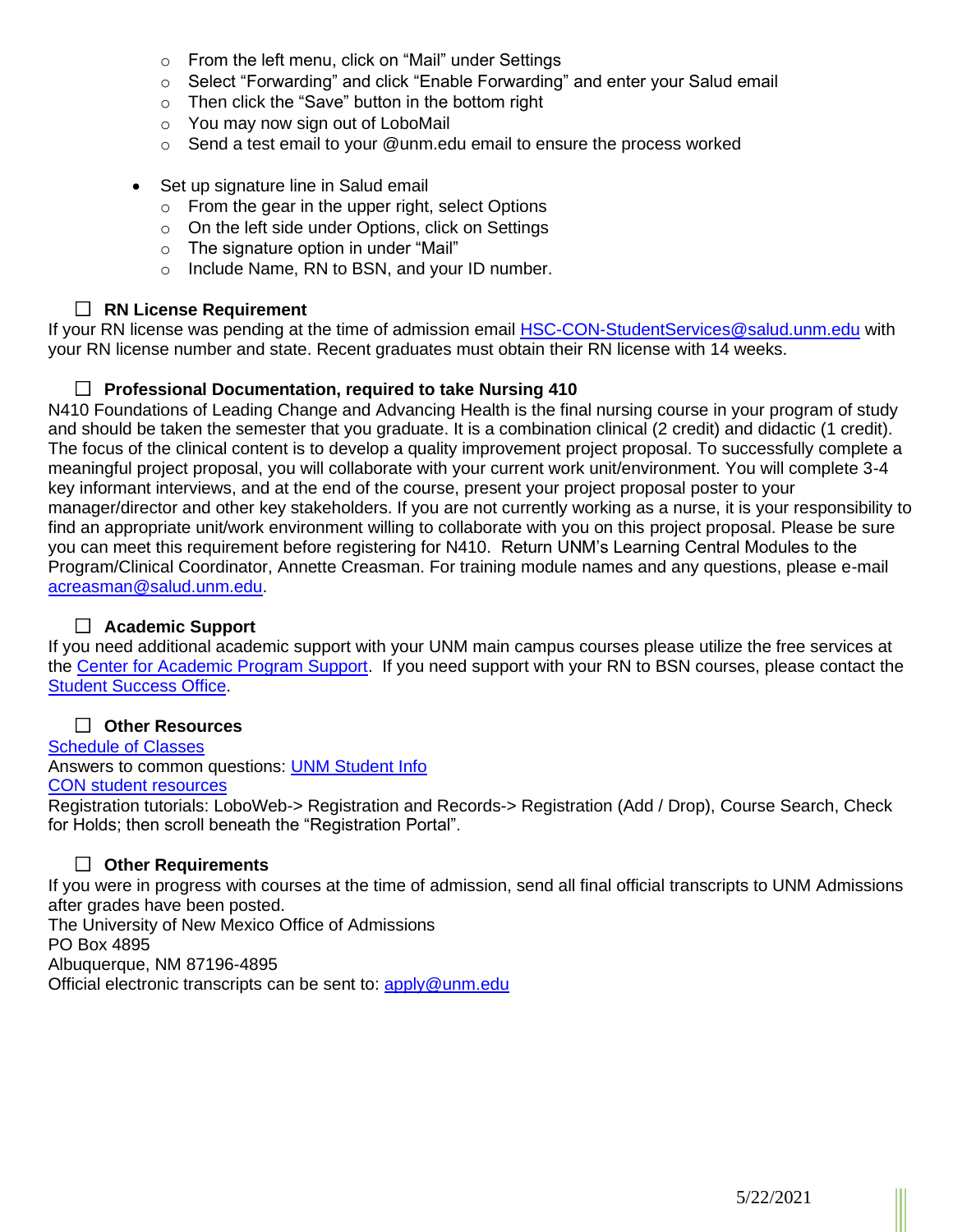- From the left menu, click on "Mail" under Settings
- Select "Forwarding" and click "Enable Forwarding" and enter your Salud email
- Then click the "Save" button in the bottom right
- You may now sign out of LoboMail
- Send a test email to your @unm.edu email to ensure the process worked

- Set up signature line in Salud email
  - From the gear in the upper right, select Options
  - On the left side under Options, click on Settings
  - The signature option in under "Mail"
  - Include Name, RN to BSN, and your ID number.

☐ **RN License Requirement**

If your RN license was pending at the time of admission email HSC-CON-StudentServices@salud.unm.edu with your RN license number and state. Recent graduates must obtain their RN license with 14 weeks.

☐ **Professional Documentation, required to take Nursing 410**

N410 Foundations of Leading Change and Advancing Health is the final nursing course in your program of study and should be taken the semester that you graduate. It is a combination clinical (2 credit) and didactic (1 credit). The focus of the clinical content is to develop a quality improvement project proposal. To successfully complete a meaningful project proposal, you will collaborate with your current work unit/environment. You will complete 3-4 key informant interviews, and at the end of the course, present your project proposal poster to your manager/director and other key stakeholders. If you are not currently working as a nurse, it is your responsibility to find an appropriate unit/work environment willing to collaborate with you on this project proposal. Please be sure you can meet this requirement before registering for N410. Return UNM's Learning Central Modules to the Program/Clinical Coordinator, Annette Creasman. For training module names and any questions, please e-mail acreasman@salud.unm.edu.

☐ **Academic Support**

If you need additional academic support with your UNM main campus courses please utilize the free services at the Center for Academic Program Support. If you need support with your RN to BSN courses, please contact the Student Success Office.

☐ **Other Resources**

Schedule of Classes
Answers to common questions: UNM Student Info
CON student resources
Registration tutorials: LoboWeb-> Registration and Records-> Registration (Add / Drop), Course Search, Check for Holds; then scroll beneath the "Registration Portal".

☐ **Other Requirements**

If you were in progress with courses at the time of admission, send all final official transcripts to UNM Admissions after grades have been posted.
The University of New Mexico Office of Admissions
PO Box 4895
Albuquerque, NM 87196-4895
Official electronic transcripts can be sent to: apply@unm.edu